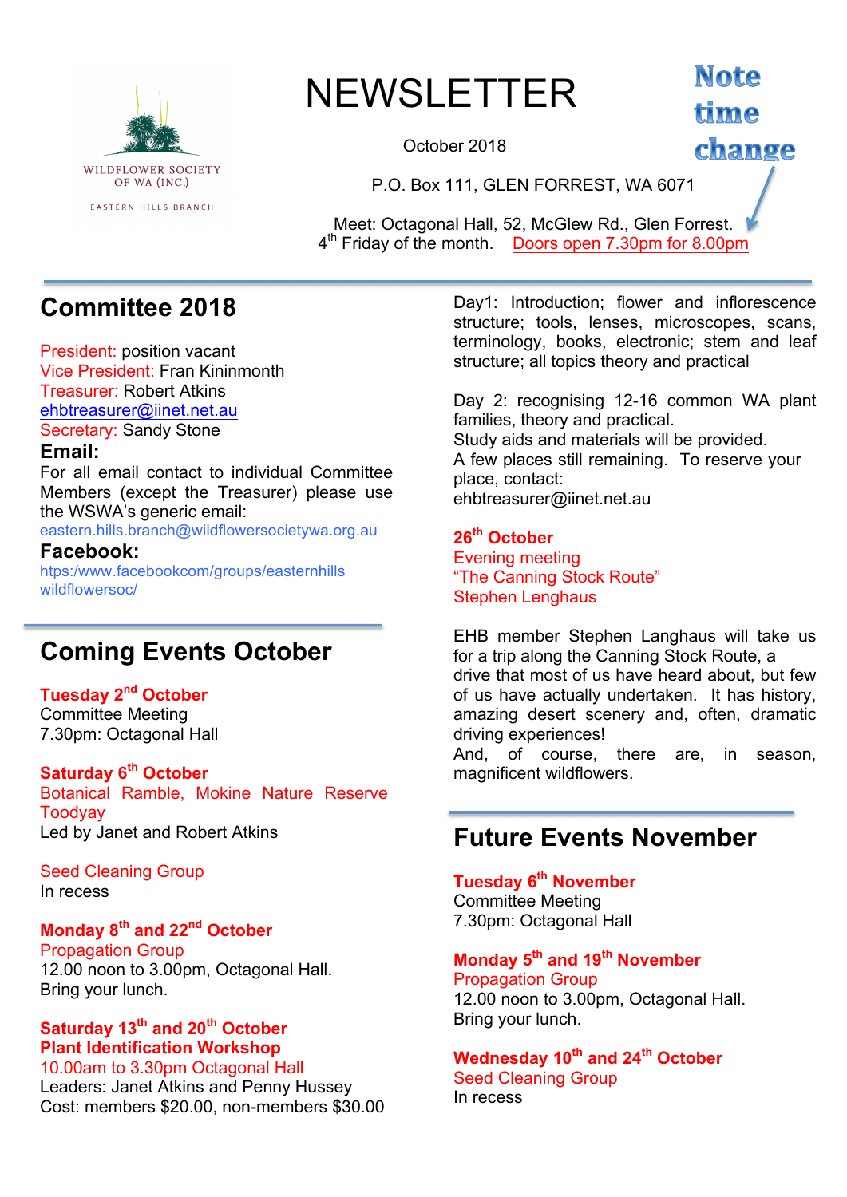WILDFLOWER SOCIETY OF WA (INC.)

EASTERN HILLS BRANCH

# NEWSLETTER

October 2018

**Note time change**

P.O. Box 111, GLEN FORREST, WA 6071

Meet: Octagonal Hall, 52, McGlew Rd., Glen Forrest.
4th Friday of the month. Doors open 7.30pm for 8.00pm

## Committee 2018

President: position vacant
Vice President: Fran Kininmonth
Treasurer: Robert Atkins
ehbtreasurer@iinet.net.au
Secretary: Sandy Stone

**Email:**
For all email contact to individual Committee Members (except the Treasurer) please use the WSWA's generic email:
eastern.hills.branch@wildflowersocietywa.org.au

**Facebook:**
htps:/www.facebookcom/groups/easternhills wildflowersoc/

## Coming Events October

**Tuesday 2nd October**
Committee Meeting
7.30pm: Octagonal Hall

**Saturday 6th October**
Botanical Ramble, Mokine Nature Reserve Toodyay
Led by Janet and Robert Atkins

Seed Cleaning Group
In recess

**Monday 8th and 22nd October**
Propagation Group
12.00 noon to 3.00pm, Octagonal Hall.
Bring your lunch.

**Saturday 13th and 20th October**
**Plant Identification Workshop**
10.00am to 3.30pm Octagonal Hall
Leaders: Janet Atkins and Penny Hussey
Cost: members $20.00, non-members $30.00

Day1: Introduction; flower and inflorescence structure; tools, lenses, microscopes, scans, terminology, books, electronic; stem and leaf structure; all topics theory and practical

Day 2: recognising 12-16 common WA plant families, theory and practical.
Study aids and materials will be provided.
A few places still remaining. To reserve your place, contact:
ehbtreasurer@iinet.net.au

**26th October**
Evening meeting
"The Canning Stock Route"
Stephen Lenghaus

EHB member Stephen Langhaus will take us for a trip along the Canning Stock Route, a drive that most of us have heard about, but few of us have actually undertaken. It has history, amazing desert scenery and, often, dramatic driving experiences!
And, of course, there are, in season, magnificent wildflowers.

## Future Events November

**Tuesday 6th November**
Committee Meeting
7.30pm: Octagonal Hall

**Monday 5th and 19th November**
Propagation Group
12.00 noon to 3.00pm, Octagonal Hall.
Bring your lunch.

**Wednesday 10th and 24th October**
Seed Cleaning Group
In recess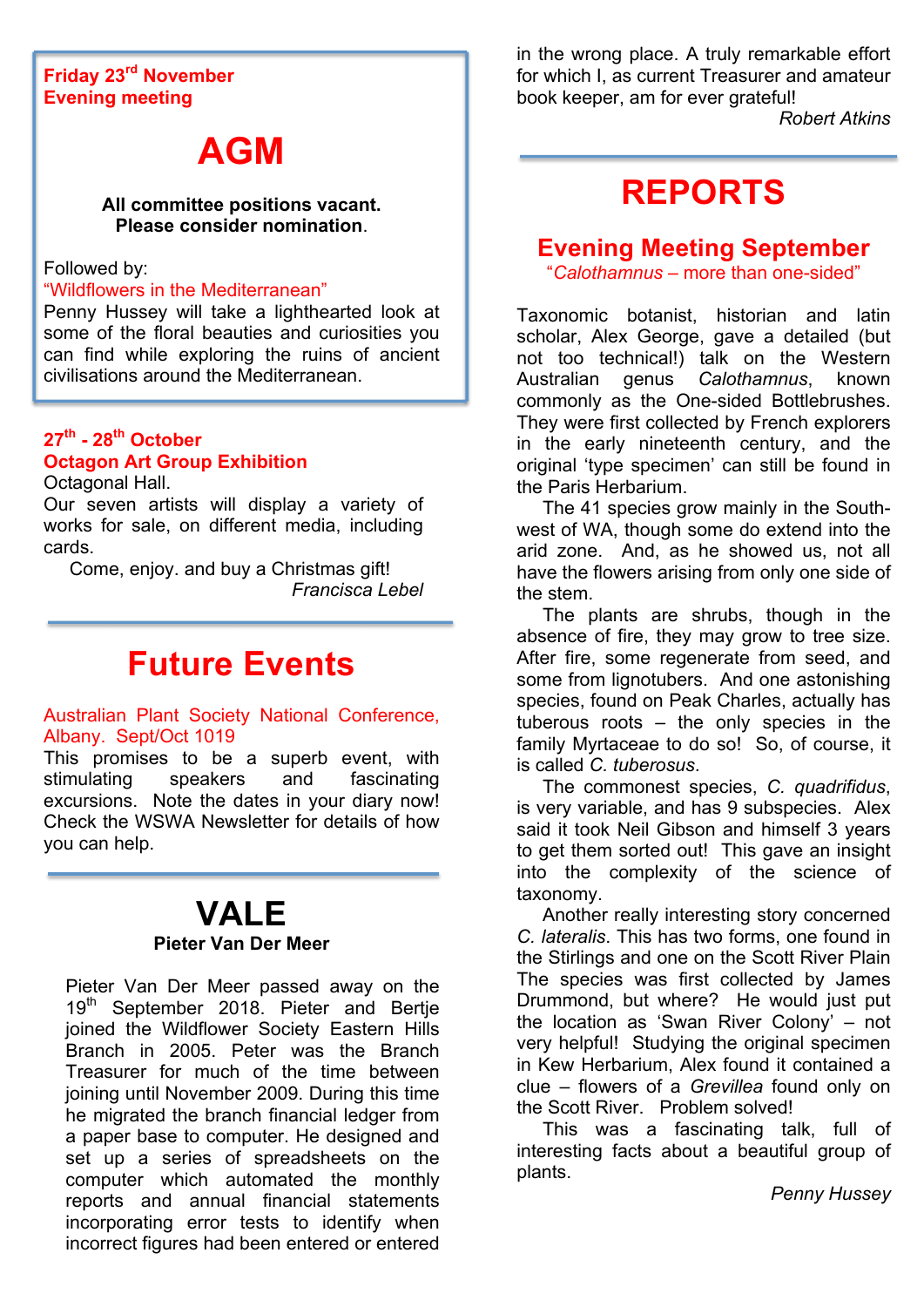**Friday 23rd November**
**Evening meeting**

# AGM

**All committee positions vacant.**
**Please consider nomination.**

Followed by:
"Wildflowers in the Mediterranean"
Penny Hussey will take a lighthearted look at some of the floral beauties and curiosities you can find while exploring the ruins of ancient civilisations around the Mediterranean.

**27th - 28th October**
**Octagon Art Group Exhibition**
Octagonal Hall.
Our seven artists will display a variety of works for sale, on different media, including cards.

Come, enjoy. and buy a Christmas gift!

*Francisca Lebel*

# Future Events

Australian Plant Society National Conference, Albany. Sept/Oct 1019
This promises to be a superb event, with stimulating speakers and fascinating excursions. Note the dates in your diary now! Check the WSWA Newsletter for details of how you can help.

# VALE

**Pieter Van Der Meer**

Pieter Van Der Meer passed away on the 19th September 2018. Pieter and Bertje joined the Wildflower Society Eastern Hills Branch in 2005. Peter was the Branch Treasurer for much of the time between joining until November 2009. During this time he migrated the branch financial ledger from a paper base to computer. He designed and set up a series of spreadsheets on the computer which automated the monthly reports and annual financial statements incorporating error tests to identify when incorrect figures had been entered or entered in the wrong place. A truly remarkable effort for which I, as current Treasurer and amateur book keeper, am for ever grateful!

*Robert Atkins*

# REPORTS

## Evening Meeting September

"*Calothamnus* – more than one-sided"

Taxonomic botanist, historian and latin scholar, Alex George, gave a detailed (but not too technical!) talk on the Western Australian genus *Calothamnus*, known commonly as the One-sided Bottlebrushes. They were first collected by French explorers in the early nineteenth century, and the original 'type specimen' can still be found in the Paris Herbarium.

The 41 species grow mainly in the South-west of WA, though some do extend into the arid zone. And, as he showed us, not all have the flowers arising from only one side of the stem.

The plants are shrubs, though in the absence of fire, they may grow to tree size. After fire, some regenerate from seed, and some from lignotubers. And one astonishing species, found on Peak Charles, actually has tuberous roots – the only species in the family Myrtaceae to do so! So, of course, it is called *C. tuberosus*.

The commonest species, *C. quadrifidus*, is very variable, and has 9 subspecies. Alex said it took Neil Gibson and himself 3 years to get them sorted out! This gave an insight into the complexity of the science of taxonomy.

Another really interesting story concerned *C. lateralis*. This has two forms, one found in the Stirlings and one on the Scott River Plain The species was first collected by James Drummond, but where? He would just put the location as 'Swan River Colony' – not very helpful! Studying the original specimen in Kew Herbarium, Alex found it contained a clue – flowers of a *Grevillea* found only on the Scott River. Problem solved!

This was a fascinating talk, full of interesting facts about a beautiful group of plants.

*Penny Hussey*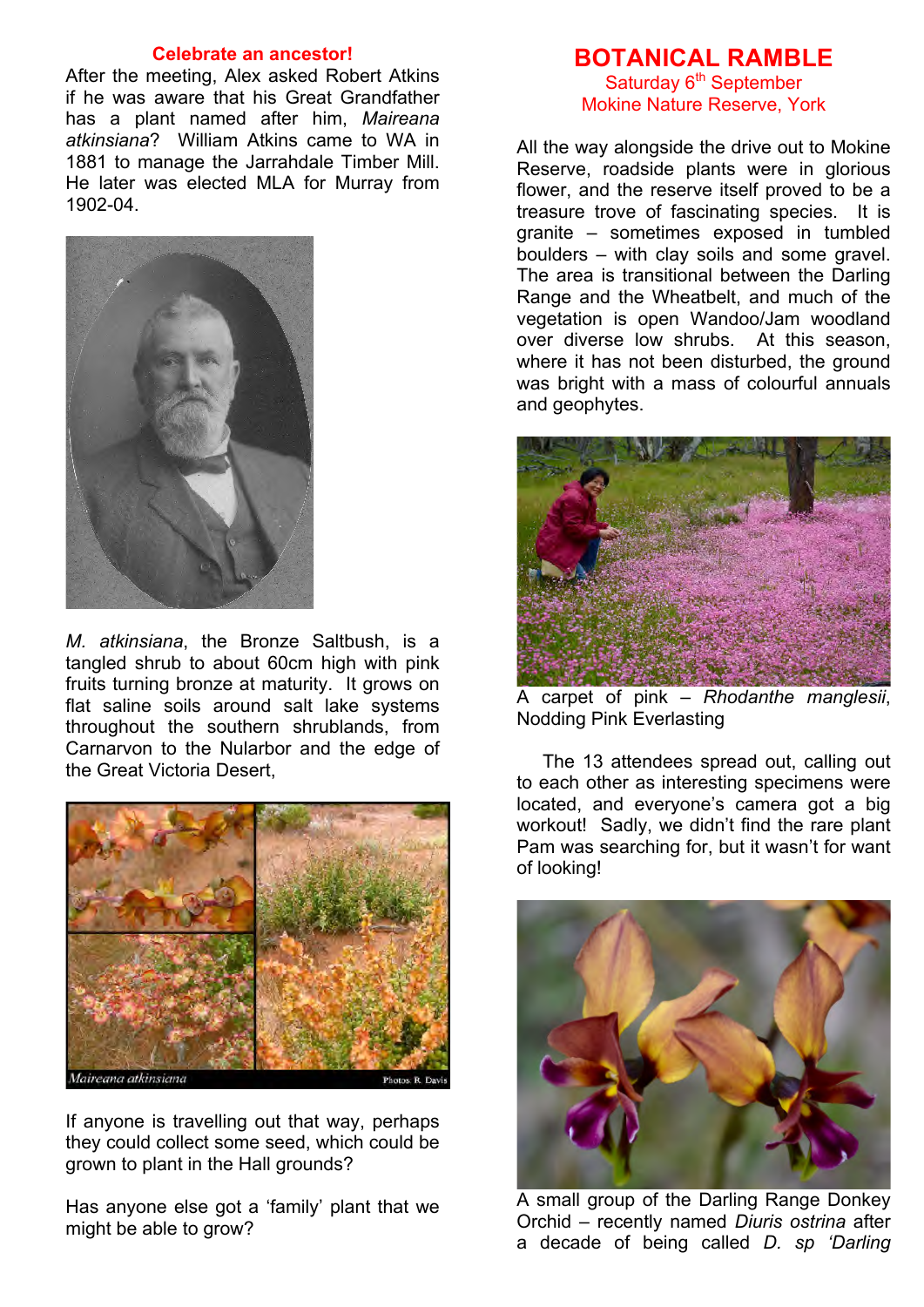## Celebrate an ancestor!

After the meeting, Alex asked Robert Atkins if he was aware that his Great Grandfather has a plant named after him, *Maireana atkinsiana*? William Atkins came to WA in 1881 to manage the Jarrahdale Timber Mill. He later was elected MLA for Murray from 1902-04.

*M. atkinsiana*, the Bronze Saltbush, is a tangled shrub to about 60cm high with pink fruits turning bronze at maturity. It grows on flat saline soils around salt lake systems throughout the southern shrublands, from Carnarvon to the Nularbor and the edge of the Great Victoria Desert,

*Maireana atkinsiana*

Photos: R. Davis

If anyone is travelling out that way, perhaps they could collect some seed, which could be grown to plant in the Hall grounds?

Has anyone else got a 'family' plant that we might be able to grow?

# BOTANICAL RAMBLE

Saturday 6th September
Mokine Nature Reserve, York

All the way alongside the drive out to Mokine Reserve, roadside plants were in glorious flower, and the reserve itself proved to be a treasure trove of fascinating species. It is granite – sometimes exposed in tumbled boulders – with clay soils and some gravel. The area is transitional between the Darling Range and the Wheatbelt, and much of the vegetation is open Wandoo/Jam woodland over diverse low shrubs. At this season, where it has not been disturbed, the ground was bright with a mass of colourful annuals and geophytes.

A carpet of pink – *Rhodanthe manglesii*, Nodding Pink Everlasting

The 13 attendees spread out, calling out to each other as interesting specimens were located, and everyone's camera got a big workout! Sadly, we didn't find the rare plant Pam was searching for, but it wasn't for want of looking!

A small group of the Darling Range Donkey Orchid – recently named *Diuris ostrina* after a decade of being called *D. sp 'Darling*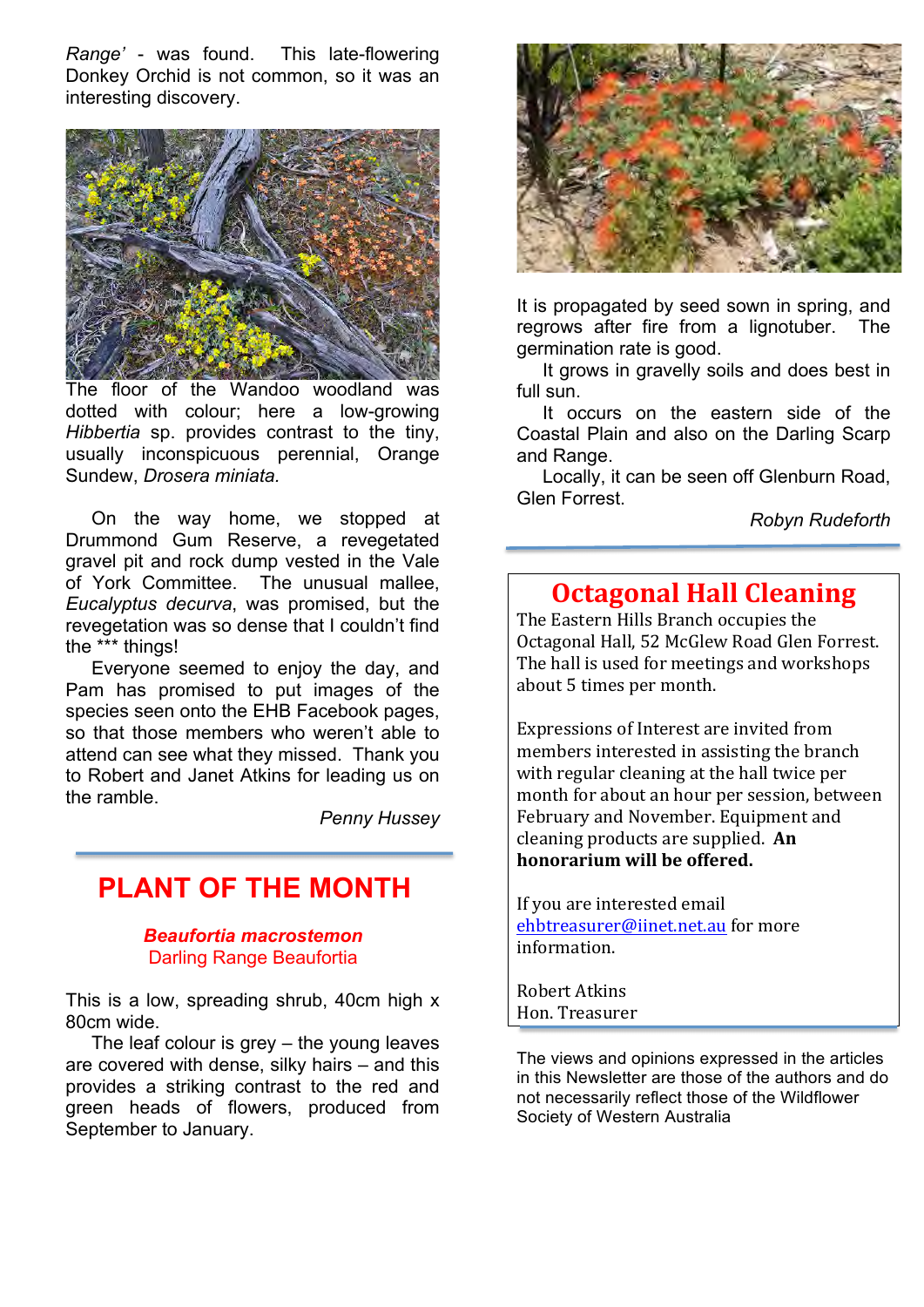*Range'* - was found. This late-flowering Donkey Orchid is not common, so it was an interesting discovery.

The floor of the Wandoo woodland was dotted with colour; here a low-growing *Hibbertia* sp. provides contrast to the tiny, usually inconspicuous perennial, Orange Sundew, *Drosera miniata.*

On the way home, we stopped at Drummond Gum Reserve, a revegetated gravel pit and rock dump vested in the Vale of York Committee. The unusual mallee, *Eucalyptus decurva*, was promised, but the revegetation was so dense that I couldn't find the *** things!

Everyone seemed to enjoy the day, and Pam has promised to put images of the species seen onto the EHB Facebook pages, so that those members who weren't able to attend can see what they missed. Thank you to Robert and Janet Atkins for leading us on the ramble.

*Penny Hussey*

## PLANT OF THE MONTH

***Beaufortia macrostemon***

Darling Range Beaufortia

This is a low, spreading shrub, 40cm high x 80cm wide.

The leaf colour is grey – the young leaves are covered with dense, silky hairs – and this provides a striking contrast to the red and green heads of flowers, produced from September to January.

It is propagated by seed sown in spring, and regrows after fire from a lignotuber. The germination rate is good.

It grows in gravelly soils and does best in full sun.

It occurs on the eastern side of the Coastal Plain and also on the Darling Scarp and Range.

Locally, it can be seen off Glenburn Road, Glen Forrest.

*Robyn Rudeforth*

## Octagonal Hall Cleaning

The Eastern Hills Branch occupies the Octagonal Hall, 52 McGlew Road Glen Forrest. The hall is used for meetings and workshops about 5 times per month.

Expressions of Interest are invited from members interested in assisting the branch with regular cleaning at the hall twice per month for about an hour per session, between February and November. Equipment and cleaning products are supplied. **An honorarium will be offered.**

If you are interested email ehbtreasurer@iinet.net.au for more information.

Robert Atkins
Hon. Treasurer

The views and opinions expressed in the articles in this Newsletter are those of the authors and do not necessarily reflect those of the Wildflower Society of Western Australia